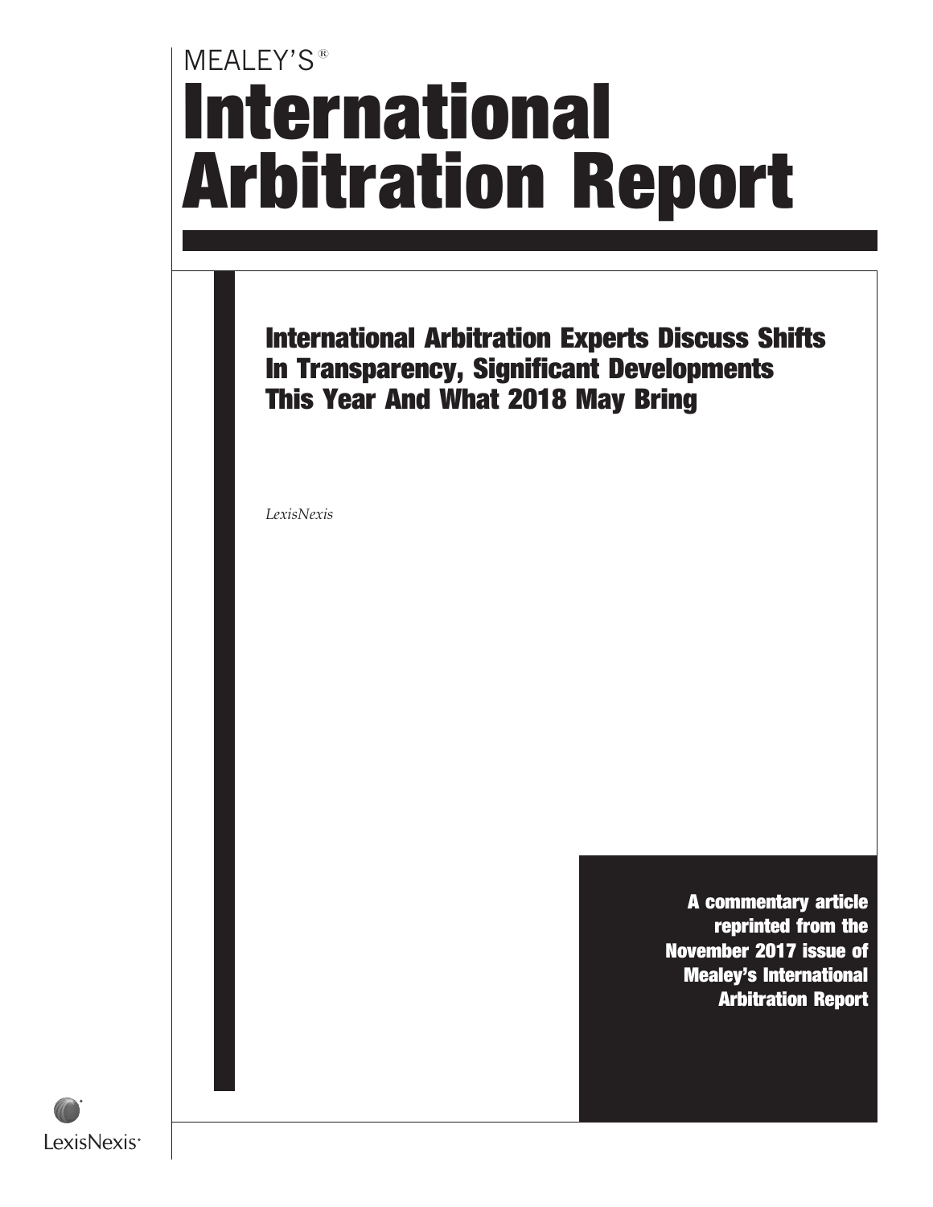MEALEY'S®

# International Arbitration Report

## International Arbitration Experts Discuss Shifts In Transparency, Significant Developments This Year And What 2018 May Bring

*LexisNexis*

**A commentary article reprinted from the November 2017 issue of Mealey's International Arbitration Report**

LexisNexis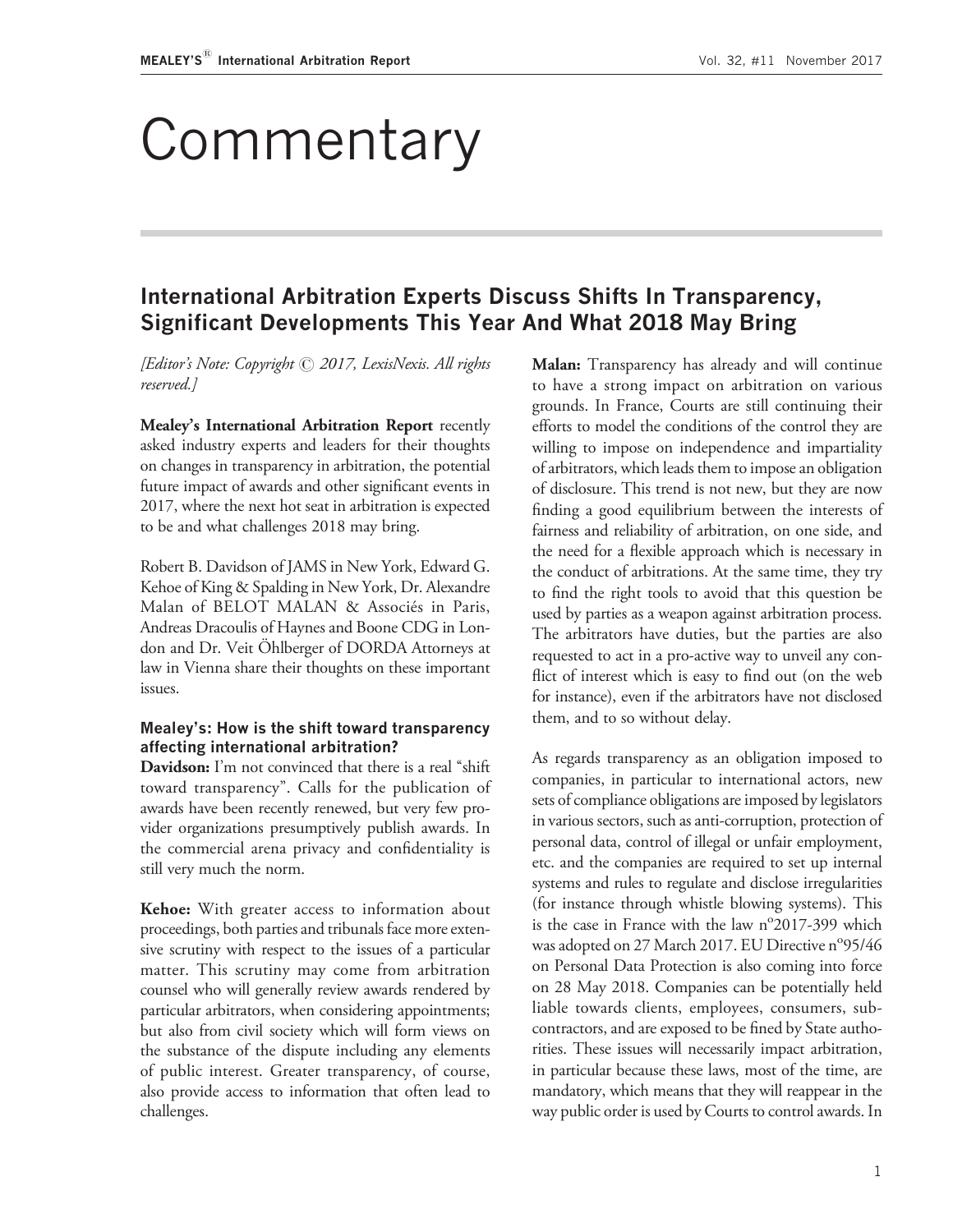# Commentary

## International Arbitration Experts Discuss Shifts In Transparency, Significant Developments This Year And What 2018 May Bring

*[Editor's Note: Copyright © 2017, LexisNexis. All rights reserved.]*

**Mealey's International Arbitration Report** recently asked industry experts and leaders for their thoughts on changes in transparency in arbitration, the potential future impact of awards and other significant events in 2017, where the next hot seat in arbitration is expected to be and what challenges 2018 may bring.

Robert B. Davidson of JAMS in New York, Edward G. Kehoe of King & Spalding in New York, Dr. Alexandre Malan of BELOT MALAN & Associés in Paris, Andreas Dracoulis of Haynes and Boone CDG in London and Dr. Veit Öhlberger of DORDA Attorneys at law in Vienna share their thoughts on these important issues.

### Mealey's: How is the shift toward transparency affecting international arbitration?

**Davidson:** I'm not convinced that there is a real "shift toward transparency". Calls for the publication of awards have been recently renewed, but very few provider organizations presumptively publish awards. In the commercial arena privacy and confidentiality is still very much the norm.

**Kehoe:** With greater access to information about proceedings, both parties and tribunals face more extensive scrutiny with respect to the issues of a particular matter. This scrutiny may come from arbitration counsel who will generally review awards rendered by particular arbitrators, when considering appointments; but also from civil society which will form views on the substance of the dispute including any elements of public interest. Greater transparency, of course, also provide access to information that often lead to challenges.

**Malan:** Transparency has already and will continue to have a strong impact on arbitration on various grounds. In France, Courts are still continuing their efforts to model the conditions of the control they are willing to impose on independence and impartiality of arbitrators, which leads them to impose an obligation of disclosure. This trend is not new, but they are now finding a good equilibrium between the interests of fairness and reliability of arbitration, on one side, and the need for a flexible approach which is necessary in the conduct of arbitrations. At the same time, they try to find the right tools to avoid that this question be used by parties as a weapon against arbitration process. The arbitrators have duties, but the parties are also requested to act in a pro-active way to unveil any conflict of interest which is easy to find out (on the web for instance), even if the arbitrators have not disclosed them, and to so without delay.

As regards transparency as an obligation imposed to companies, in particular to international actors, new sets of compliance obligations are imposed by legislators in various sectors, such as anti-corruption, protection of personal data, control of illegal or unfair employment, etc. and the companies are required to set up internal systems and rules to regulate and disclose irregularities (for instance through whistle blowing systems). This is the case in France with the law n°2017-399 which was adopted on 27 March 2017. EU Directive n°95/46 on Personal Data Protection is also coming into force on 28 May 2018. Companies can be potentially held liable towards clients, employees, consumers, subcontractors, and are exposed to be fined by State authorities. These issues will necessarily impact arbitration, in particular because these laws, most of the time, are mandatory, which means that they will reappear in the way public order is used by Courts to control awards. In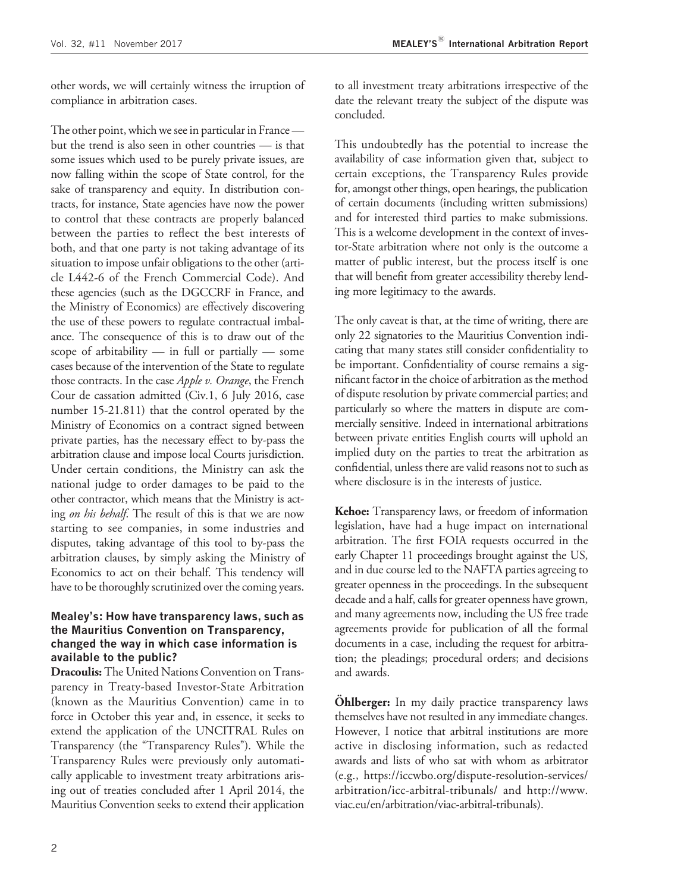other words, we will certainly witness the irruption of compliance in arbitration cases.

The other point, which we see in particular in France — but the trend is also seen in other countries — is that some issues which used to be purely private issues, are now falling within the scope of State control, for the sake of transparency and equity. In distribution contracts, for instance, State agencies have now the power to control that these contracts are properly balanced between the parties to reflect the best interests of both, and that one party is not taking advantage of its situation to impose unfair obligations to the other (article L442-6 of the French Commercial Code). And these agencies (such as the DGCCRF in France, and the Ministry of Economics) are effectively discovering the use of these powers to regulate contractual imbalance. The consequence of this is to draw out of the scope of arbitrability — in full or partially — some cases because of the intervention of the State to regulate those contracts. In the case *Apple v. Orange*, the French Cour de cassation admitted (Civ.1, 6 July 2016, case number 15-21.811) that the control operated by the Ministry of Economics on a contract signed between private parties, has the necessary effect to by-pass the arbitration clause and impose local Courts jurisdiction. Under certain conditions, the Ministry can ask the national judge to order damages to be paid to the other contractor, which means that the Ministry is acting *on his behalf*. The result of this is that we are now starting to see companies, in some industries and disputes, taking advantage of this tool to by-pass the arbitration clauses, by simply asking the Ministry of Economics to act on their behalf. This tendency will have to be thoroughly scrutinized over the coming years.

### Mealey's: How have transparency laws, such as the Mauritius Convention on Transparency, changed the way in which case information is available to the public?

**Dracoulis:** The United Nations Convention on Transparency in Treaty-based Investor-State Arbitration (known as the Mauritius Convention) came in to force in October this year and, in essence, it seeks to extend the application of the UNCITRAL Rules on Transparency (the "Transparency Rules"). While the Transparency Rules were previously only automatically applicable to investment treaty arbitrations arising out of treaties concluded after 1 April 2014, the Mauritius Convention seeks to extend their application to all investment treaty arbitrations irrespective of the date the relevant treaty the subject of the dispute was concluded.

This undoubtedly has the potential to increase the availability of case information given that, subject to certain exceptions, the Transparency Rules provide for, amongst other things, open hearings, the publication of certain documents (including written submissions) and for interested third parties to make submissions. This is a welcome development in the context of investor-State arbitration where not only is the outcome a matter of public interest, but the process itself is one that will benefit from greater accessibility thereby lending more legitimacy to the awards.

The only caveat is that, at the time of writing, there are only 22 signatories to the Mauritius Convention indicating that many states still consider confidentiality to be important. Confidentiality of course remains a significant factor in the choice of arbitration as the method of dispute resolution by private commercial parties; and particularly so where the matters in dispute are commercially sensitive. Indeed in international arbitrations between private entities English courts will uphold an implied duty on the parties to treat the arbitration as confidential, unless there are valid reasons not to such as where disclosure is in the interests of justice.

**Kehoe:** Transparency laws, or freedom of information legislation, have had a huge impact on international arbitration. The first FOIA requests occurred in the early Chapter 11 proceedings brought against the US, and in due course led to the NAFTA parties agreeing to greater openness in the proceedings. In the subsequent decade and a half, calls for greater openness have grown, and many agreements now, including the US free trade agreements provide for publication of all the formal documents in a case, including the request for arbitration; the pleadings; procedural orders; and decisions and awards.

**Öhlberger:** In my daily practice transparency laws themselves have not resulted in any immediate changes. However, I notice that arbitral institutions are more active in disclosing information, such as redacted awards and lists of who sat with whom as arbitrator (e.g., https://iccwbo.org/dispute-resolution-services/arbitration/icc-arbitral-tribunals/ and http://www.viac.eu/en/arbitration/viac-arbitral-tribunals).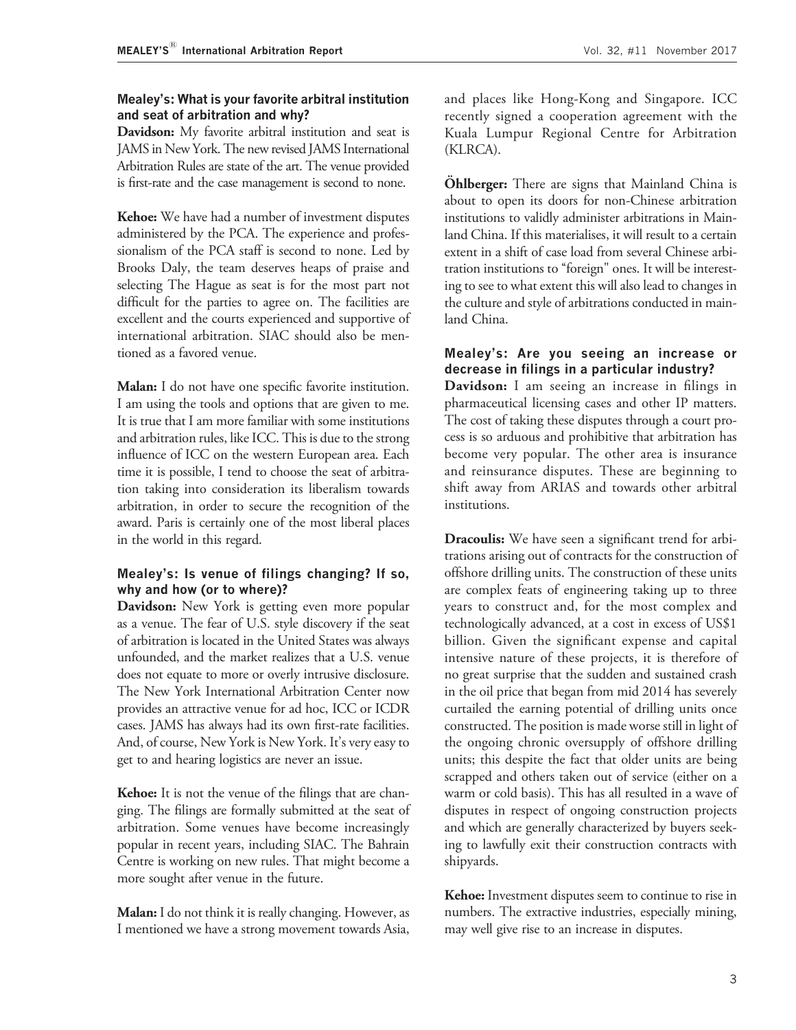**Mealey's: What is your favorite arbitral institution and seat of arbitration and why?**

**Davidson:** My favorite arbitral institution and seat is JAMS in New York. The new revised JAMS International Arbitration Rules are state of the art. The venue provided is first-rate and the case management is second to none.

**Kehoe:** We have had a number of investment disputes administered by the PCA. The experience and professionalism of the PCA staff is second to none. Led by Brooks Daly, the team deserves heaps of praise and selecting The Hague as seat is for the most part not difficult for the parties to agree on. The facilities are excellent and the courts experienced and supportive of international arbitration. SIAC should also be mentioned as a favored venue.

**Malan:** I do not have one specific favorite institution. I am using the tools and options that are given to me. It is true that I am more familiar with some institutions and arbitration rules, like ICC. This is due to the strong influence of ICC on the western European area. Each time it is possible, I tend to choose the seat of arbitration taking into consideration its liberalism towards arbitration, in order to secure the recognition of the award. Paris is certainly one of the most liberal places in the world in this regard.

**Mealey's: Is venue of filings changing? If so, why and how (or to where)?**

**Davidson:** New York is getting even more popular as a venue. The fear of U.S. style discovery if the seat of arbitration is located in the United States was always unfounded, and the market realizes that a U.S. venue does not equate to more or overly intrusive disclosure. The New York International Arbitration Center now provides an attractive venue for ad hoc, ICC or ICDR cases. JAMS has always had its own first-rate facilities. And, of course, New York is New York. It's very easy to get to and hearing logistics are never an issue.

**Kehoe:** It is not the venue of the filings that are changing. The filings are formally submitted at the seat of arbitration. Some venues have become increasingly popular in recent years, including SIAC. The Bahrain Centre is working on new rules. That might become a more sought after venue in the future.

**Malan:** I do not think it is really changing. However, as I mentioned we have a strong movement towards Asia, and places like Hong-Kong and Singapore. ICC recently signed a cooperation agreement with the Kuala Lumpur Regional Centre for Arbitration (KLRCA).

**Öhlberger:** There are signs that Mainland China is about to open its doors for non-Chinese arbitration institutions to validly administer arbitrations in Mainland China. If this materialises, it will result to a certain extent in a shift of case load from several Chinese arbitration institutions to "foreign" ones. It will be interesting to see to what extent this will also lead to changes in the culture and style of arbitrations conducted in mainland China.

**Mealey's: Are you seeing an increase or decrease in filings in a particular industry?**

**Davidson:** I am seeing an increase in filings in pharmaceutical licensing cases and other IP matters. The cost of taking these disputes through a court process is so arduous and prohibitive that arbitration has become very popular. The other area is insurance and reinsurance disputes. These are beginning to shift away from ARIAS and towards other arbitral institutions.

**Dracoulis:** We have seen a significant trend for arbitrations arising out of contracts for the construction of offshore drilling units. The construction of these units are complex feats of engineering taking up to three years to construct and, for the most complex and technologically advanced, at a cost in excess of US$1 billion. Given the significant expense and capital intensive nature of these projects, it is therefore of no great surprise that the sudden and sustained crash in the oil price that began from mid 2014 has severely curtailed the earning potential of drilling units once constructed. The position is made worse still in light of the ongoing chronic oversupply of offshore drilling units; this despite the fact that older units are being scrapped and others taken out of service (either on a warm or cold basis). This has all resulted in a wave of disputes in respect of ongoing construction projects and which are generally characterized by buyers seeking to lawfully exit their construction contracts with shipyards.

**Kehoe:** Investment disputes seem to continue to rise in numbers. The extractive industries, especially mining, may well give rise to an increase in disputes.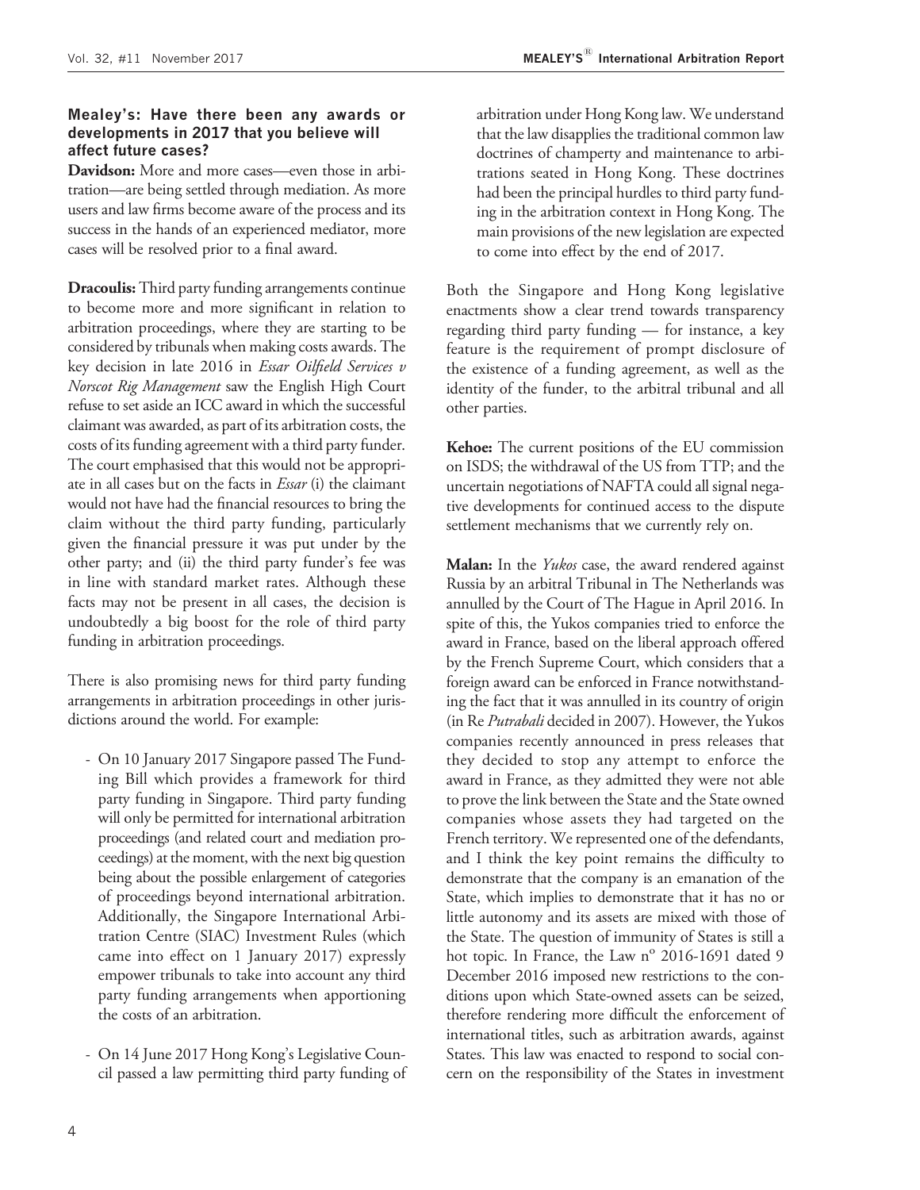**Mealey's: Have there been any awards or developments in 2017 that you believe will affect future cases?**

**Davidson:** More and more cases—even those in arbitration—are being settled through mediation. As more users and law firms become aware of the process and its success in the hands of an experienced mediator, more cases will be resolved prior to a final award.

**Dracoulis:** Third party funding arrangements continue to become more and more significant in relation to arbitration proceedings, where they are starting to be considered by tribunals when making costs awards. The key decision in late 2016 in *Essar Oilfield Services v Norscot Rig Management* saw the English High Court refuse to set aside an ICC award in which the successful claimant was awarded, as part of its arbitration costs, the costs of its funding agreement with a third party funder. The court emphasised that this would not be appropriate in all cases but on the facts in *Essar* (i) the claimant would not have had the financial resources to bring the claim without the third party funding, particularly given the financial pressure it was put under by the other party; and (ii) the third party funder's fee was in line with standard market rates. Although these facts may not be present in all cases, the decision is undoubtedly a big boost for the role of third party funding in arbitration proceedings.

There is also promising news for third party funding arrangements in arbitration proceedings in other jurisdictions around the world. For example:

- On 10 January 2017 Singapore passed The Funding Bill which provides a framework for third party funding in Singapore. Third party funding will only be permitted for international arbitration proceedings (and related court and mediation proceedings) at the moment, with the next big question being about the possible enlargement of categories of proceedings beyond international arbitration. Additionally, the Singapore International Arbitration Centre (SIAC) Investment Rules (which came into effect on 1 January 2017) expressly empower tribunals to take into account any third party funding arrangements when apportioning the costs of an arbitration.

- On 14 June 2017 Hong Kong's Legislative Council passed a law permitting third party funding of arbitration under Hong Kong law. We understand that the law disapplies the traditional common law doctrines of champerty and maintenance to arbitrations seated in Hong Kong. These doctrines had been the principal hurdles to third party funding in the arbitration context in Hong Kong. The main provisions of the new legislation are expected to come into effect by the end of 2017.

Both the Singapore and Hong Kong legislative enactments show a clear trend towards transparency regarding third party funding — for instance, a key feature is the requirement of prompt disclosure of the existence of a funding agreement, as well as the identity of the funder, to the arbitral tribunal and all other parties.

**Kehoe:** The current positions of the EU commission on ISDS; the withdrawal of the US from TTP; and the uncertain negotiations of NAFTA could all signal negative developments for continued access to the dispute settlement mechanisms that we currently rely on.

**Malan:** In the *Yukos* case, the award rendered against Russia by an arbitral Tribunal in The Netherlands was annulled by the Court of The Hague in April 2016. In spite of this, the Yukos companies tried to enforce the award in France, based on the liberal approach offered by the French Supreme Court, which considers that a foreign award can be enforced in France notwithstanding the fact that it was annulled in its country of origin (in Re *Putrabali* decided in 2007). However, the Yukos companies recently announced in press releases that they decided to stop any attempt to enforce the award in France, as they admitted they were not able to prove the link between the State and the State owned companies whose assets they had targeted on the French territory. We represented one of the defendants, and I think the key point remains the difficulty to demonstrate that the company is an emanation of the State, which implies to demonstrate that it has no or little autonomy and its assets are mixed with those of the State. The question of immunity of States is still a hot topic. In France, the Law nº 2016-1691 dated 9 December 2016 imposed new restrictions to the conditions upon which State-owned assets can be seized, therefore rendering more difficult the enforcement of international titles, such as arbitration awards, against States. This law was enacted to respond to social concern on the responsibility of the States in investment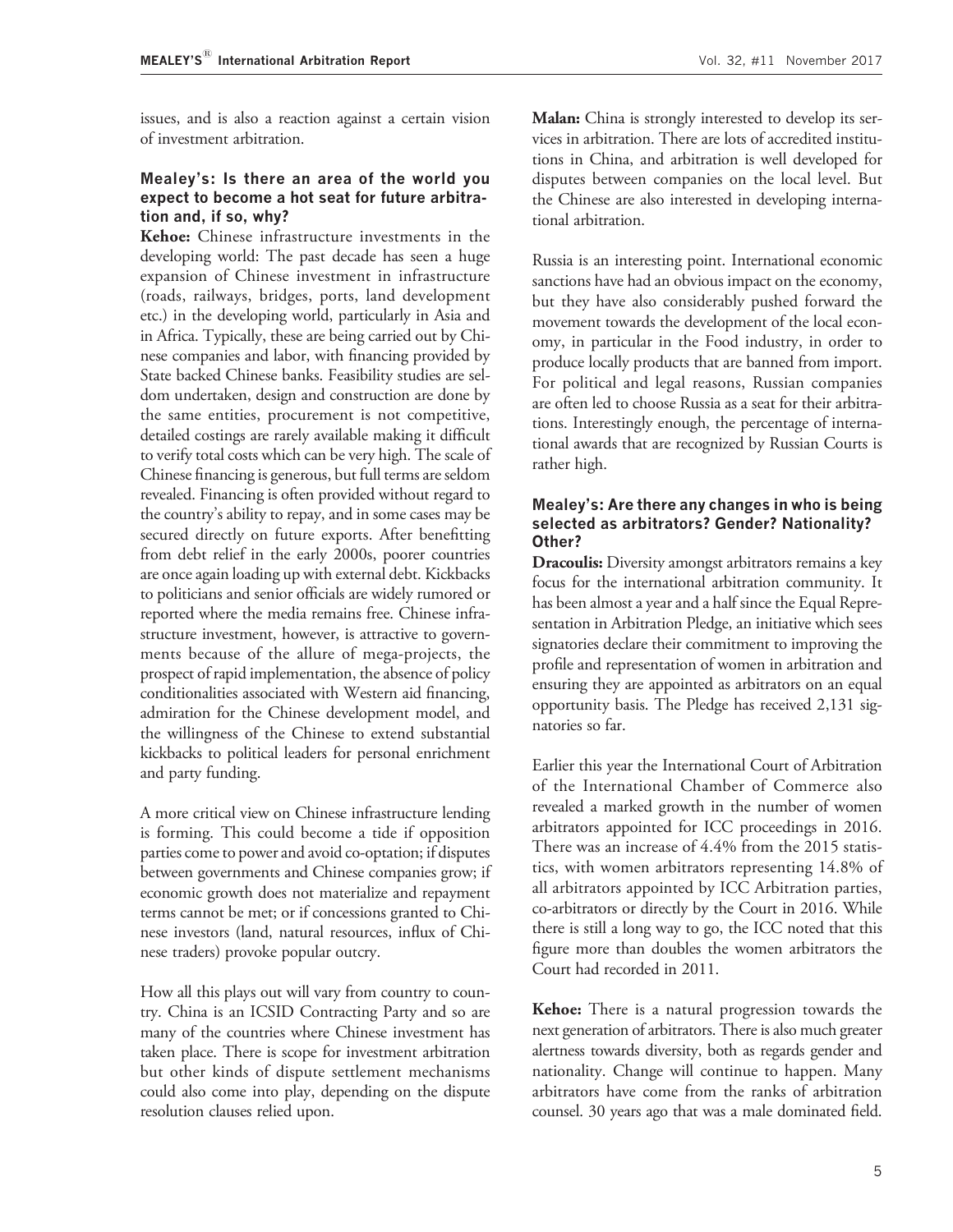issues, and is also a reaction against a certain vision of investment arbitration.

### Mealey's: Is there an area of the world you expect to become a hot seat for future arbitration and, if so, why?

**Kehoe:** Chinese infrastructure investments in the developing world: The past decade has seen a huge expansion of Chinese investment in infrastructure (roads, railways, bridges, ports, land development etc.) in the developing world, particularly in Asia and in Africa. Typically, these are being carried out by Chinese companies and labor, with financing provided by State backed Chinese banks. Feasibility studies are seldom undertaken, design and construction are done by the same entities, procurement is not competitive, detailed costings are rarely available making it difficult to verify total costs which can be very high. The scale of Chinese financing is generous, but full terms are seldom revealed. Financing is often provided without regard to the country's ability to repay, and in some cases may be secured directly on future exports. After benefitting from debt relief in the early 2000s, poorer countries are once again loading up with external debt. Kickbacks to politicians and senior officials are widely rumored or reported where the media remains free. Chinese infrastructure investment, however, is attractive to governments because of the allure of mega-projects, the prospect of rapid implementation, the absence of policy conditionalities associated with Western aid financing, admiration for the Chinese development model, and the willingness of the Chinese to extend substantial kickbacks to political leaders for personal enrichment and party funding.

A more critical view on Chinese infrastructure lending is forming. This could become a tide if opposition parties come to power and avoid co-optation; if disputes between governments and Chinese companies grow; if economic growth does not materialize and repayment terms cannot be met; or if concessions granted to Chinese investors (land, natural resources, influx of Chinese traders) provoke popular outcry.

How all this plays out will vary from country to country. China is an ICSID Contracting Party and so are many of the countries where Chinese investment has taken place. There is scope for investment arbitration but other kinds of dispute settlement mechanisms could also come into play, depending on the dispute resolution clauses relied upon.

**Malan:** China is strongly interested to develop its services in arbitration. There are lots of accredited institutions in China, and arbitration is well developed for disputes between companies on the local level. But the Chinese are also interested in developing international arbitration.

Russia is an interesting point. International economic sanctions have had an obvious impact on the economy, but they have also considerably pushed forward the movement towards the development of the local economy, in particular in the Food industry, in order to produce locally products that are banned from import. For political and legal reasons, Russian companies are often led to choose Russia as a seat for their arbitrations. Interestingly enough, the percentage of international awards that are recognized by Russian Courts is rather high.

### Mealey's: Are there any changes in who is being selected as arbitrators? Gender? Nationality? Other?

**Dracoulis:** Diversity amongst arbitrators remains a key focus for the international arbitration community. It has been almost a year and a half since the Equal Representation in Arbitration Pledge, an initiative which sees signatories declare their commitment to improving the profile and representation of women in arbitration and ensuring they are appointed as arbitrators on an equal opportunity basis. The Pledge has received 2,131 signatories so far.

Earlier this year the International Court of Arbitration of the International Chamber of Commerce also revealed a marked growth in the number of women arbitrators appointed for ICC proceedings in 2016. There was an increase of 4.4% from the 2015 statistics, with women arbitrators representing 14.8% of all arbitrators appointed by ICC Arbitration parties, co-arbitrators or directly by the Court in 2016. While there is still a long way to go, the ICC noted that this figure more than doubles the women arbitrators the Court had recorded in 2011.

**Kehoe:** There is a natural progression towards the next generation of arbitrators. There is also much greater alertness towards diversity, both as regards gender and nationality. Change will continue to happen. Many arbitrators have come from the ranks of arbitration counsel. 30 years ago that was a male dominated field.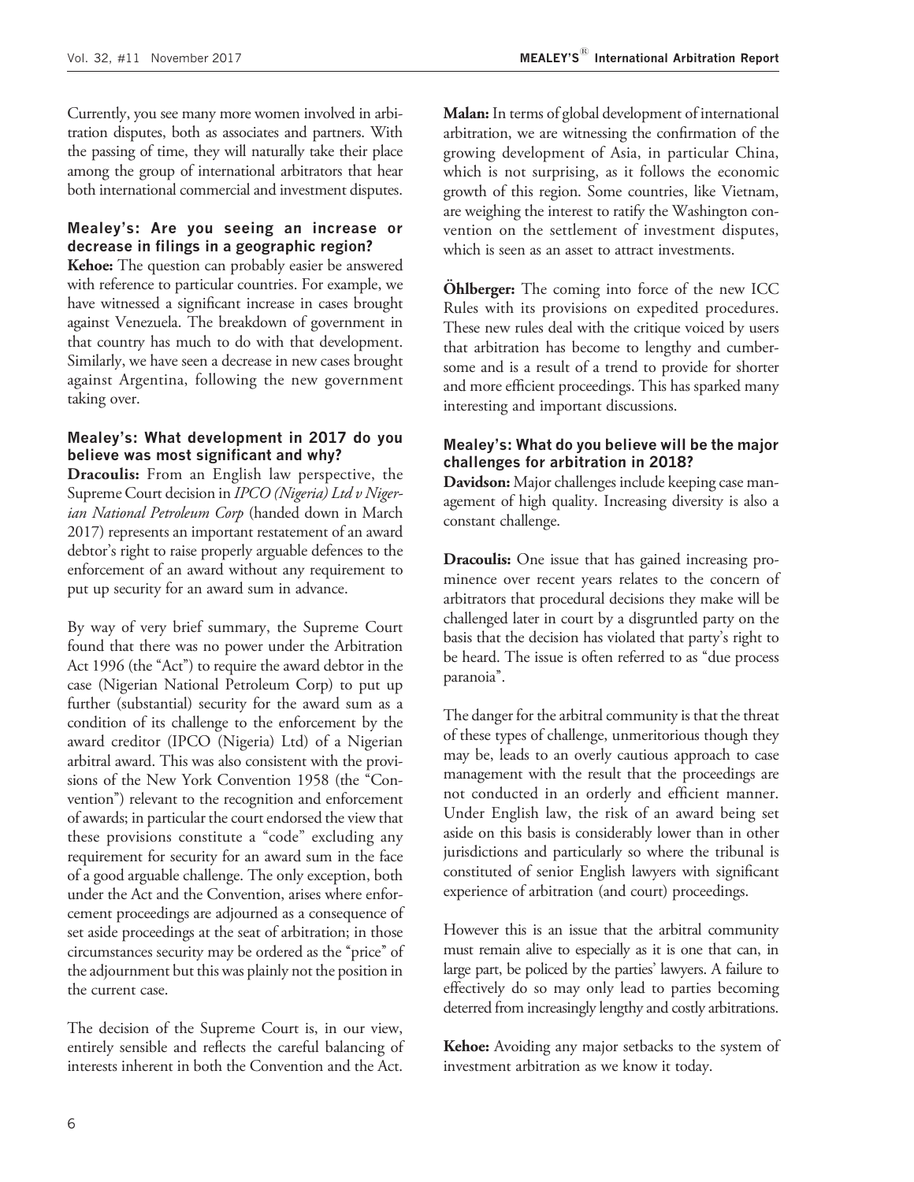Currently, you see many more women involved in arbitration disputes, both as associates and partners. With the passing of time, they will naturally take their place among the group of international arbitrators that hear both international commercial and investment disputes.

**Mealey's: Are you seeing an increase or decrease in filings in a geographic region?**

**Kehoe:** The question can probably easier be answered with reference to particular countries. For example, we have witnessed a significant increase in cases brought against Venezuela. The breakdown of government in that country has much to do with that development. Similarly, we have seen a decrease in new cases brought against Argentina, following the new government taking over.

**Mealey's: What development in 2017 do you believe was most significant and why?**

**Dracoulis:** From an English law perspective, the Supreme Court decision in *IPCO (Nigeria) Ltd v Nigerian National Petroleum Corp* (handed down in March 2017) represents an important restatement of an award debtor's right to raise properly arguable defences to the enforcement of an award without any requirement to put up security for an award sum in advance.

By way of very brief summary, the Supreme Court found that there was no power under the Arbitration Act 1996 (the "Act") to require the award debtor in the case (Nigerian National Petroleum Corp) to put up further (substantial) security for the award sum as a condition of its challenge to the enforcement by the award creditor (IPCO (Nigeria) Ltd) of a Nigerian arbitral award. This was also consistent with the provisions of the New York Convention 1958 (the "Convention") relevant to the recognition and enforcement of awards; in particular the court endorsed the view that these provisions constitute a "code" excluding any requirement for security for an award sum in the face of a good arguable challenge. The only exception, both under the Act and the Convention, arises where enforcement proceedings are adjourned as a consequence of set aside proceedings at the seat of arbitration; in those circumstances security may be ordered as the "price" of the adjournment but this was plainly not the position in the current case.

The decision of the Supreme Court is, in our view, entirely sensible and reflects the careful balancing of interests inherent in both the Convention and the Act.

**Malan:** In terms of global development of international arbitration, we are witnessing the confirmation of the growing development of Asia, in particular China, which is not surprising, as it follows the economic growth of this region. Some countries, like Vietnam, are weighing the interest to ratify the Washington convention on the settlement of investment disputes, which is seen as an asset to attract investments.

**Öhlberger:** The coming into force of the new ICC Rules with its provisions on expedited procedures. These new rules deal with the critique voiced by users that arbitration has become to lengthy and cumbersome and is a result of a trend to provide for shorter and more efficient proceedings. This has sparked many interesting and important discussions.

**Mealey's: What do you believe will be the major challenges for arbitration in 2018?**

**Davidson:** Major challenges include keeping case management of high quality. Increasing diversity is also a constant challenge.

**Dracoulis:** One issue that has gained increasing prominence over recent years relates to the concern of arbitrators that procedural decisions they make will be challenged later in court by a disgruntled party on the basis that the decision has violated that party's right to be heard. The issue is often referred to as "due process paranoia".

The danger for the arbitral community is that the threat of these types of challenge, unmeritorious though they may be, leads to an overly cautious approach to case management with the result that the proceedings are not conducted in an orderly and efficient manner. Under English law, the risk of an award being set aside on this basis is considerably lower than in other jurisdictions and particularly so where the tribunal is constituted of senior English lawyers with significant experience of arbitration (and court) proceedings.

However this is an issue that the arbitral community must remain alive to especially as it is one that can, in large part, be policed by the parties' lawyers. A failure to effectively do so may only lead to parties becoming deterred from increasingly lengthy and costly arbitrations.

**Kehoe:** Avoiding any major setbacks to the system of investment arbitration as we know it today.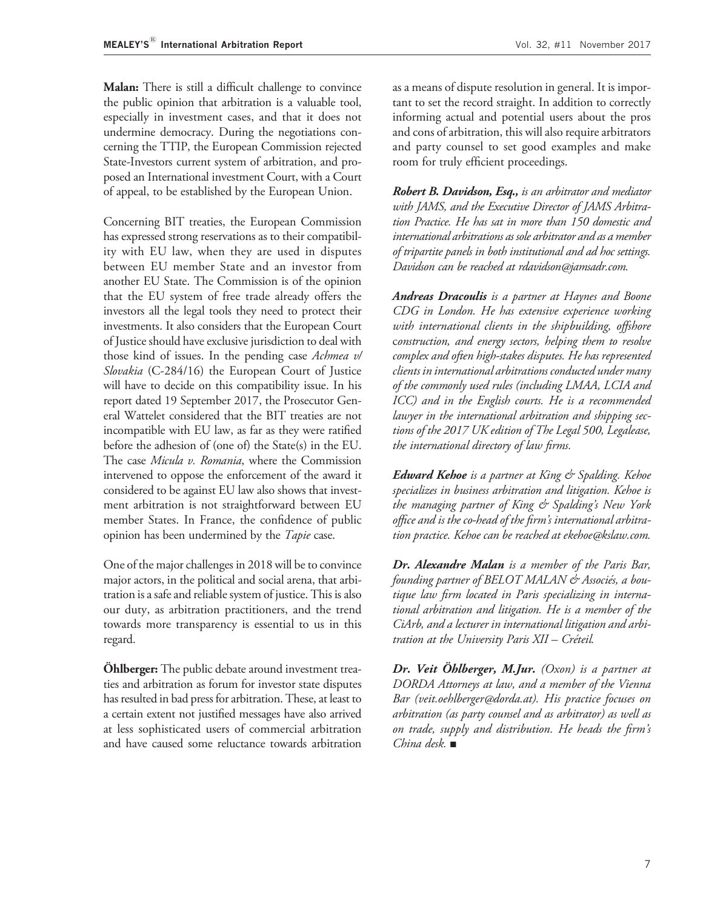**Malan:** There is still a difficult challenge to convince the public opinion that arbitration is a valuable tool, especially in investment cases, and that it does not undermine democracy. During the negotiations concerning the TTIP, the European Commission rejected State-Investors current system of arbitration, and proposed an International investment Court, with a Court of appeal, to be established by the European Union.

Concerning BIT treaties, the European Commission has expressed strong reservations as to their compatibility with EU law, when they are used in disputes between EU member State and an investor from another EU State. The Commission is of the opinion that the EU system of free trade already offers the investors all the legal tools they need to protect their investments. It also considers that the European Court of Justice should have exclusive jurisdiction to deal with those kind of issues. In the pending case *Achmea v/ Slovakia* (C-284/16) the European Court of Justice will have to decide on this compatibility issue. In his report dated 19 September 2017, the Prosecutor General Wattelet considered that the BIT treaties are not incompatible with EU law, as far as they were ratified before the adhesion of (one of) the State(s) in the EU. The case *Micula v. Romania*, where the Commission intervened to oppose the enforcement of the award it considered to be against EU law also shows that investment arbitration is not straightforward between EU member States. In France, the confidence of public opinion has been undermined by the *Tapie* case.

One of the major challenges in 2018 will be to convince major actors, in the political and social arena, that arbitration is a safe and reliable system of justice. This is also our duty, as arbitration practitioners, and the trend towards more transparency is essential to us in this regard.

**Öhlberger:** The public debate around investment treaties and arbitration as forum for investor state disputes has resulted in bad press for arbitration. These, at least to a certain extent not justified messages have also arrived at less sophisticated users of commercial arbitration and have caused some reluctance towards arbitration as a means of dispute resolution in general. It is important to set the record straight. In addition to correctly informing actual and potential users about the pros and cons of arbitration, this will also require arbitrators and party counsel to set good examples and make room for truly efficient proceedings.

***Robert B. Davidson, Esq.,*** *is an arbitrator and mediator with JAMS, and the Executive Director of JAMS Arbitration Practice. He has sat in more than 150 domestic and international arbitrations as sole arbitrator and as a member of tripartite panels in both institutional and ad hoc settings. Davidson can be reached at rdavidson@jamsadr.com.*

***Andreas Dracoulis*** *is a partner at Haynes and Boone CDG in London. He has extensive experience working with international clients in the shipbuilding, offshore construction, and energy sectors, helping them to resolve complex and often high-stakes disputes. He has represented clients in international arbitrations conducted under many of the commonly used rules (including LMAA, LCIA and ICC) and in the English courts. He is a recommended lawyer in the international arbitration and shipping sections of the 2017 UK edition of The Legal 500, Legalease, the international directory of law firms.*

***Edward Kehoe*** *is a partner at King & Spalding. Kehoe specializes in business arbitration and litigation. Kehoe is the managing partner of King & Spalding's New York office and is the co-head of the firm's international arbitration practice. Kehoe can be reached at ekehoe@kslaw.com.*

***Dr. Alexandre Malan*** *is a member of the Paris Bar, founding partner of BELOT MALAN & Associés, a boutique law firm located in Paris specializing in international arbitration and litigation. He is a member of the CiArb, and a lecturer in international litigation and arbitration at the University Paris XII – Créteil.*

***Dr. Veit Öhlberger, M.Jur.*** *(Oxon) is a partner at DORDA Attorneys at law, and a member of the Vienna Bar (veit.oehlberger@dorda.at). His practice focuses on arbitration (as party counsel and as arbitrator) as well as on trade, supply and distribution. He heads the firm's China desk.* ■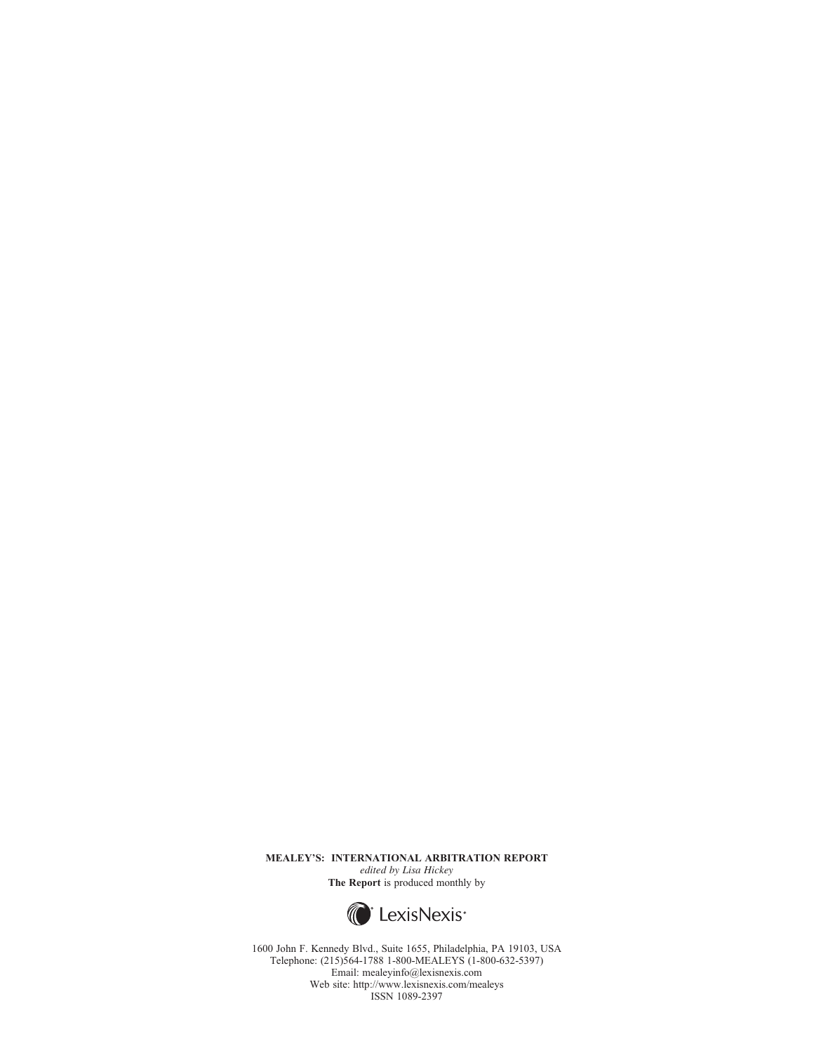**MEALEY'S: INTERNATIONAL ARBITRATION REPORT**
*edited by Lisa Hickey*
**The Report** is produced monthly by

LexisNexis

1600 John F. Kennedy Blvd., Suite 1655, Philadelphia, PA 19103, USA
Telephone: (215)564-1788 1-800-MEALEYS (1-800-632-5397)
Email: mealeyinfo@lexisnexis.com
Web site: http://www.lexisnexis.com/mealeys
ISSN 1089-2397